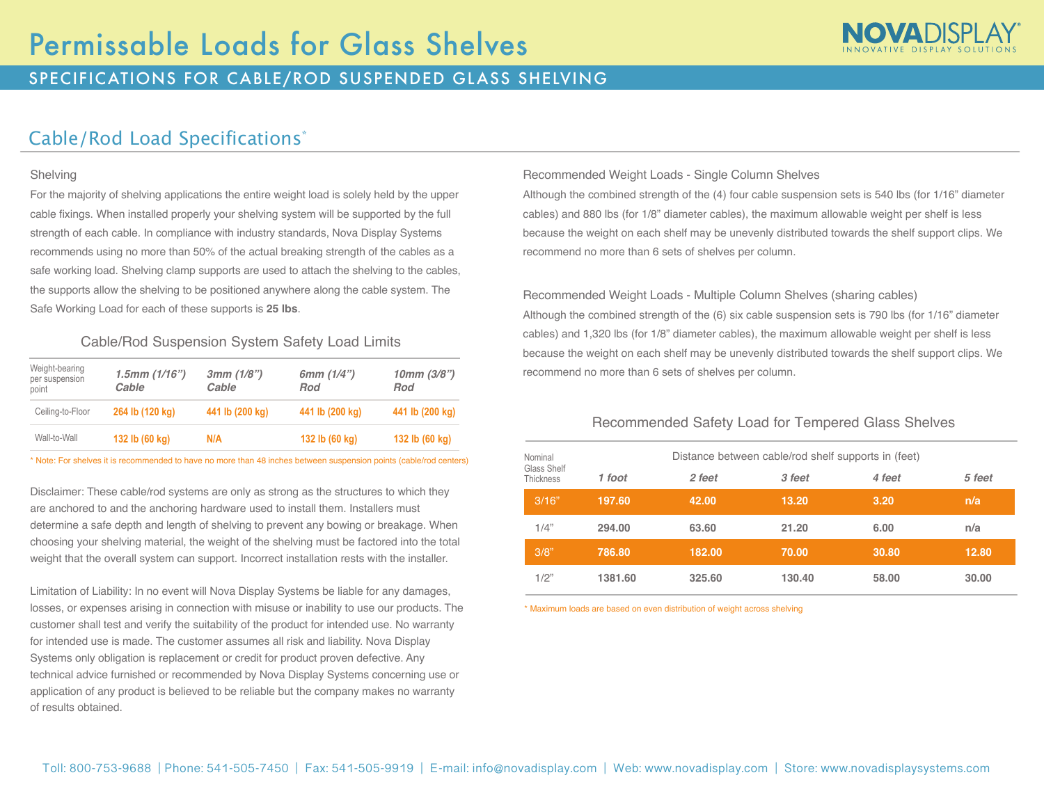# Permissable Loads for Glass Shelves

NOVADISPLAY® INNOVATIVE DISPLAY SOLUTIONS

## SPECIFICATIONS FOR CABLE/ROD SUSPENDED GLASS SHELVING

## Cable/Rod Load Specifications*

### Shelving

For the majority of shelving applications the entire weight load is solely held by the upper cable fixings. When installed properly your shelving system will be supported by the full strength of each cable. In compliance with industry standards, Nova Display Systems recommends using no more than 50% of the actual breaking strength of the cables as a safe working load. Shelving clamp supports are used to attach the shelving to the cables, the supports allow the shelving to be positioned anywhere along the cable system. The Safe Working Load for each of these supports is **25 lbs**.

### Cable/Rod Suspension System Safety Load Limits

| Weight-bearing per suspension point | *1.5mm (1/16") Cable* | *3mm (1/8") Cable* | *6mm (1/4") Rod* | *10mm (3/8") Rod* |
|---|---|---|---|---|
| Ceiling-to-Floor | 264 lb (120 kg) | 441 lb (200 kg) | 441 lb (200 kg) | 441 lb (200 kg) |
| Wall-to-Wall | 132 lb (60 kg) | N/A | 132 lb (60 kg) | 132 lb (60 kg) |

\* Note: For shelves it is recommended to have no more than 48 inches between suspension points (cable/rod centers)

Disclaimer: These cable/rod systems are only as strong as the structures to which they are anchored to and the anchoring hardware used to install them. Installers must determine a safe depth and length of shelving to prevent any bowing or breakage. When choosing your shelving material, the weight of the shelving must be factored into the total weight that the overall system can support. Incorrect installation rests with the installer.

Limitation of Liability: In no event will Nova Display Systems be liable for any damages, losses, or expenses arising in connection with misuse or inability to use our products. The customer shall test and verify the suitability of the product for intended use. No warranty for intended use is made. The customer assumes all risk and liability. Nova Display Systems only obligation is replacement or credit for product proven defective. Any technical advice furnished or recommended by Nova Display Systems concerning use or application of any product is believed to be reliable but the company makes no warranty of results obtained.

### Recommended Weight Loads - Single Column Shelves

Although the combined strength of the (4) four cable suspension sets is 540 lbs (for 1/16" diameter cables) and 880 lbs (for 1/8" diameter cables), the maximum allowable weight per shelf is less because the weight on each shelf may be unevenly distributed towards the shelf support clips. We recommend no more than 6 sets of shelves per column.

### Recommended Weight Loads - Multiple Column Shelves (sharing cables)

Although the combined strength of the (6) six cable suspension sets is 790 lbs (for 1/16" diameter cables) and 1,320 lbs (for 1/8" diameter cables), the maximum allowable weight per shelf is less because the weight on each shelf may be unevenly distributed towards the shelf support clips. We recommend no more than 6 sets of shelves per column.

### Recommended Safety Load for Tempered Glass Shelves

| Nominal Glass Shelf Thickness | Distance between cable/rod shelf supports in (feet) | | | | |
|---|---|---|---|---|---|
| | *1 foot* | *2 feet* | *3 feet* | *4 feet* | *5 feet* |
| 3/16" | 197.60 | 42.00 | 13.20 | 3.20 | n/a |
| 1/4" | 294.00 | 63.60 | 21.20 | 6.00 | n/a |
| 3/8" | 786.80 | 182.00 | 70.00 | 30.80 | 12.80 |
| 1/2" | 1381.60 | 325.60 | 130.40 | 58.00 | 30.00 |

\* Maximum loads are based on even distribution of weight across shelving

Toll: 800-753-9688 | Phone: 541-505-7450 | Fax: 541-505-9919 | E-mail: info@novadisplay.com | Web: www.novadisplay.com | Store: www.novadisplaysystems.com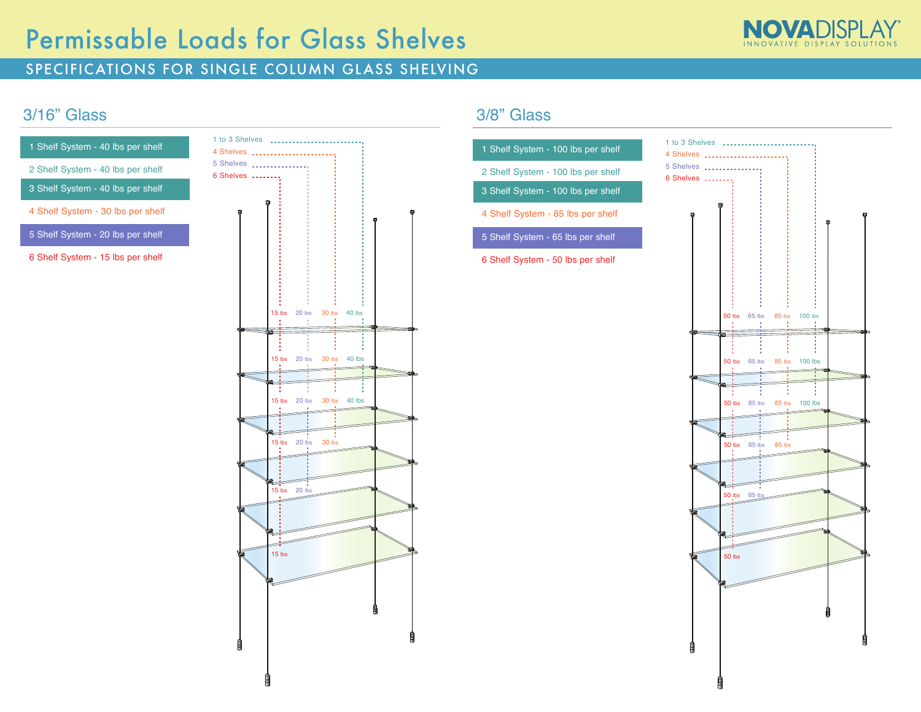# Permissable Loads for Glass Shelves

## SPECIFICATIONS FOR SINGLE COLUMN GLASS SHELVING

### 3/16" Glass

- 1 Shelf System - 40 lbs per shelf
- 2 Shelf System - 40 lbs per shelf
- 3 Shelf System - 40 lbs per shelf
- 4 Shelf System - 30 lbs per shelf
- 5 Shelf System - 20 lbs per shelf
- 6 Shelf System - 15 lbs per shelf

1 to 3 Shelves
4 Shelves
5 Shelves
6 Shelves

| Shelf | 6 Shelves | 5 Shelves | 4 Shelves | 1 to 3 Shelves |
|---|---|---|---|---|
| 1 | 15 lbs | 20 lbs | 30 lbs | 40 lbs |
| 2 | 15 lbs | 20 lbs | 30 lbs | 40 lbs |
| 3 | 15 lbs | 20 lbs | 30 lbs | 40 lbs |
| 4 | 15 lbs | 20 lbs | 30 lbs | |
| 5 | 15 lbs | 20 lbs | | |
| 6 | 15 lbs | | | |

### 3/8" Glass

- 1 Shelf System - 100 lbs per shelf
- 2 Shelf System - 100 lbs per shelf
- 3 Shelf System - 100 lbs per shelf
- 4 Shelf System - 85 lbs per shelf
- 5 Shelf System - 65 lbs per shelf
- 6 Shelf System - 50 lbs per shelf

1 to 3 Shelves
4 Shelves
5 Shelves
6 Shelves

| Shelf | 6 Shelves | 5 Shelves | 4 Shelves | 1 to 3 Shelves |
|---|---|---|---|---|
| 1 | 50 lbs | 65 lbs | 85 lbs | 100 lbs |
| 2 | 50 lbs | 65 lbs | 85 lbs | 100 lbs |
| 3 | 50 lbs | 65 lbs | 85 lbs | 100 lbs |
| 4 | 50 lbs | 65 lbs | 85 lbs | |
| 5 | 50 lbs | 65 lbs | | |
| 6 | 50 lbs | | | |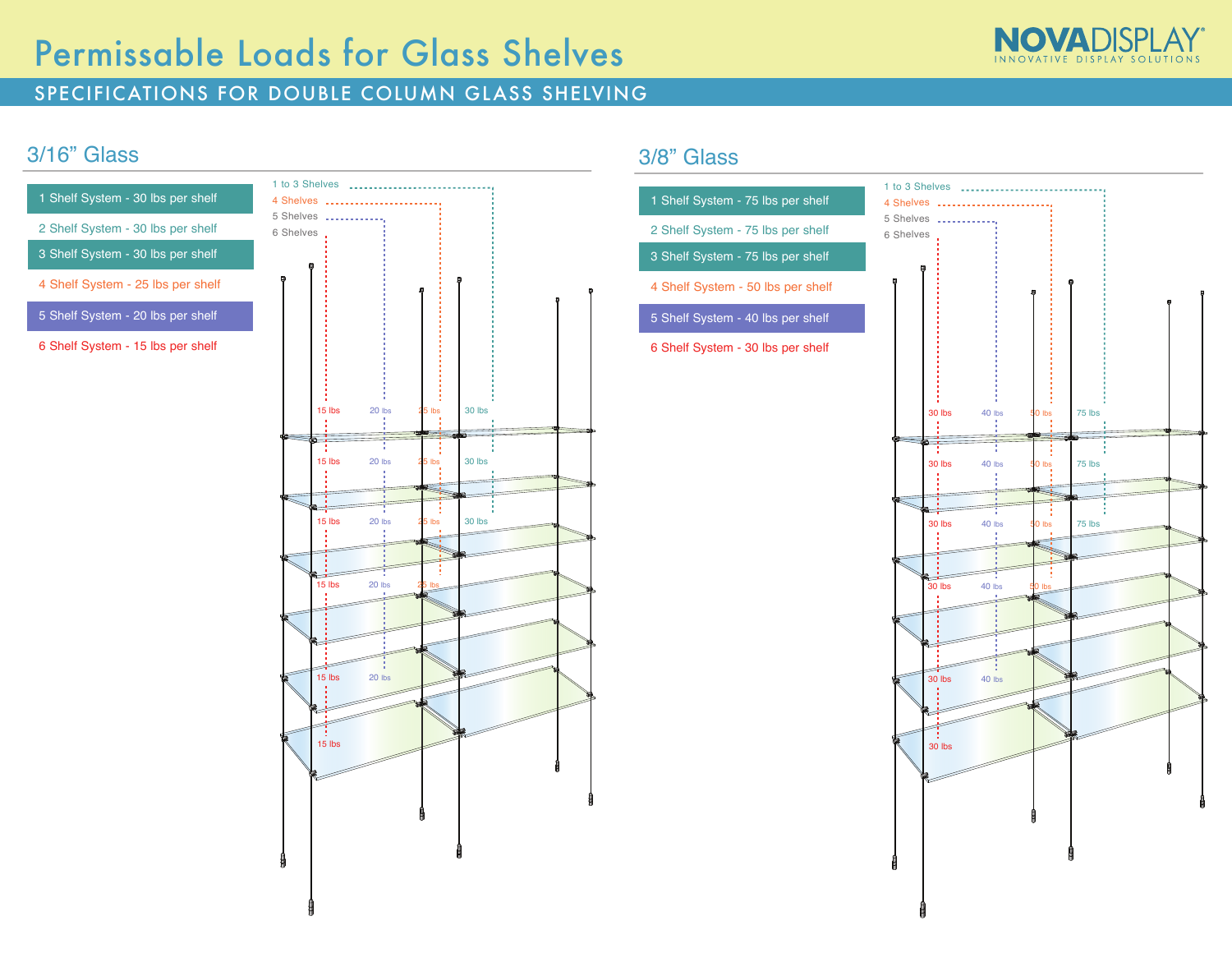# Permissable Loads for Glass Shelves

NOVADISPLAY®
INNOVATIVE DISPLAY SOLUTIONS

## SPECIFICATIONS FOR DOUBLE COLUMN GLASS SHELVING

### 3/16" Glass

- 1 Shelf System - 30 lbs per shelf
- 2 Shelf System - 30 lbs per shelf
- 3 Shelf System - 30 lbs per shelf
- 4 Shelf System - 25 lbs per shelf
- 5 Shelf System - 20 lbs per shelf
- 6 Shelf System - 15 lbs per shelf

1 to 3 Shelves
4 Shelves
5 Shelves
6 Shelves

15 lbs 20 lbs 25 lbs 30 lbs
15 lbs 20 lbs 25 lbs 30 lbs
15 lbs 20 lbs 25 lbs 30 lbs
15 lbs 20 lbs 25 lbs
15 lbs 20 lbs
15 lbs

### 3/8" Glass

- 1 Shelf System - 75 lbs per shelf
- 2 Shelf System - 75 lbs per shelf
- 3 Shelf System - 75 lbs per shelf
- 4 Shelf System - 50 lbs per shelf
- 5 Shelf System - 40 lbs per shelf
- 6 Shelf System - 30 lbs per shelf

1 to 3 Shelves
4 Shelves
5 Shelves
6 Shelves

30 lbs 40 lbs 50 lbs 75 lbs
30 lbs 40 lbs 50 lbs 75 lbs
30 lbs 40 lbs 50 lbs 75 lbs
30 lbs 40 lbs 50 lbs
30 lbs 40 lbs
30 lbs